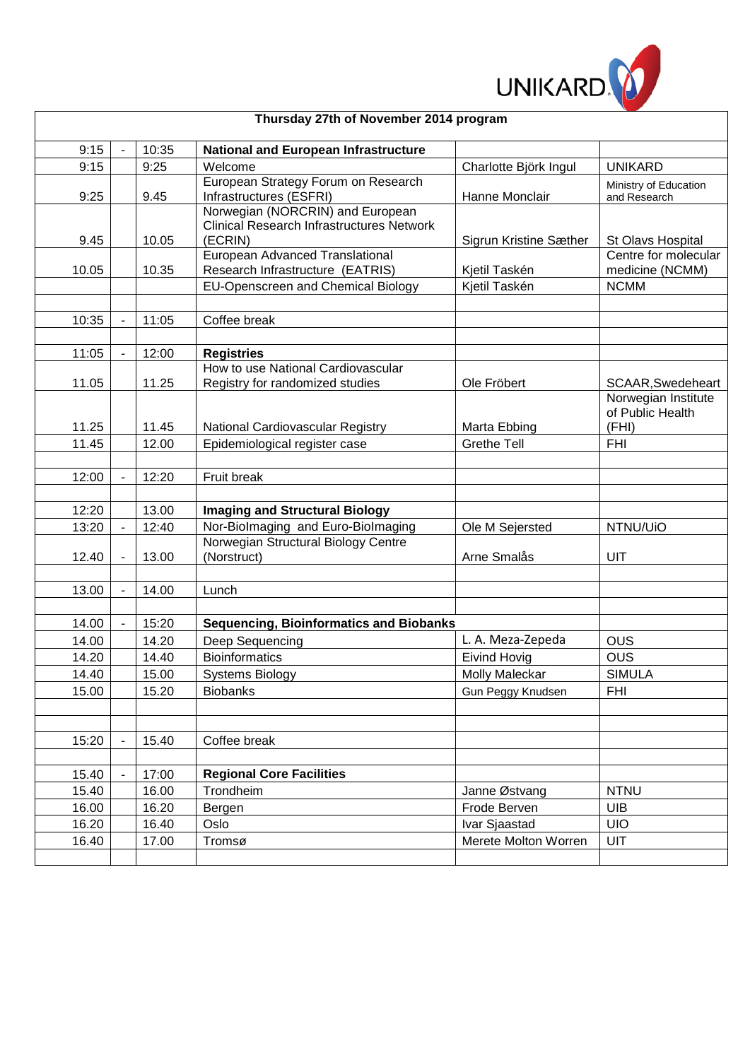UNIKARD

| Thursday 27th of November 2014 program | | | | | |
|---|---|---|---|---|---|
| 9:15 | - | 10:35 | **National and European Infrastructure** | | |
| 9:15 | | 9:25 | Welcome | Charlotte Björk Ingul | UNIKARD |
| 9:25 | | 9.45 | European Strategy Forum on Research Infrastructures (ESFRI) | Hanne Monclair | Ministry of Education and Research |
| 9.45 | | 10.05 | Norwegian (NORCRIN) and European Clinical Research Infrastructures Network (ECRIN) | Sigrun Kristine Sæther | St Olavs Hospital |
| 10.05 | | 10.35 | European Advanced Translational Research Infrastructure (EATRIS) | Kjetil Taskén | Centre for molecular medicine (NCMM) |
| | | | EU-Openscreen and Chemical Biology | Kjetil Taskén | NCMM |
| | | | | | |
| 10:35 | - | 11:05 | Coffee break | | |
| | | | | | |
| 11:05 | - | 12:00 | **Registries** | | |
| 11.05 | | 11.25 | How to use National Cardiovascular Registry for randomized studies | Ole Fröbert | SCAAR,Swedeheart |
| 11.25 | | 11.45 | National Cardiovascular Registry | Marta Ebbing | Norwegian Institute of Public Health (FHI) |
| 11.45 | | 12.00 | Epidemiological register case | Grethe Tell | FHI |
| | | | | | |
| 12:00 | - | 12:20 | Fruit break | | |
| | | | | | |
| 12:20 | | 13.00 | **Imaging and Structural Biology** | | |
| 13:20 | - | 12:40 | Nor-BioImaging and Euro-BioImaging | Ole M Sejersted | NTNU/UiO |
| 12.40 | - | 13.00 | Norwegian Structural Biology Centre (Norstruct) | Arne Smalås | UIT |
| | | | | | |
| 13.00 | - | 14.00 | Lunch | | |
| | | | | | |
| 14.00 | - | 15:20 | **Sequencing, Bioinformatics and Biobanks** | | |
| 14.00 | | 14.20 | Deep Sequencing | L. A. Meza-Zepeda | OUS |
| 14.20 | | 14.40 | Bioinformatics | Eivind Hovig | OUS |
| 14.40 | | 15.00 | Systems Biology | Molly Maleckar | SIMULA |
| 15.00 | | 15.20 | Biobanks | Gun Peggy Knudsen | FHI |
| | | | | | |
| | | | | | |
| 15:20 | - | 15.40 | Coffee break | | |
| | | | | | |
| 15.40 | - | 17:00 | **Regional Core Facilities** | | |
| 15.40 | | 16.00 | Trondheim | Janne Østvang | NTNU |
| 16.00 | | 16.20 | Bergen | Frode Berven | UIB |
| 16.20 | | 16.40 | Oslo | Ivar Sjaastad | UIO |
| 16.40 | | 17.00 | Tromsø | Merete Molton Worren | UIT |
| | | | | | |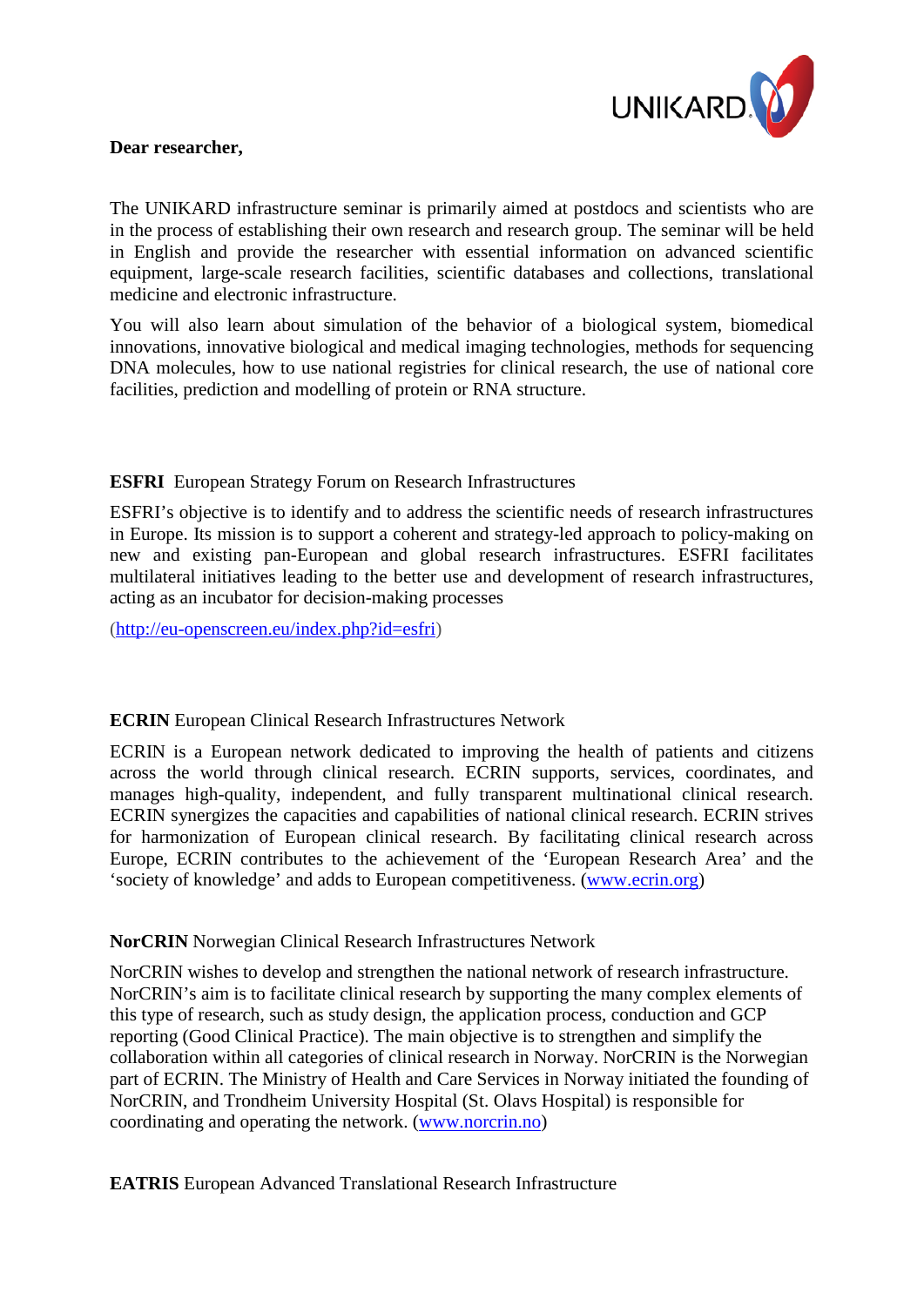**Dear researcher,**

The UNIKARD infrastructure seminar is primarily aimed at postdocs and scientists who are in the process of establishing their own research and research group. The seminar will be held in English and provide the researcher with essential information on advanced scientific equipment, large-scale research facilities, scientific databases and collections, translational medicine and electronic infrastructure.

You will also learn about simulation of the behavior of a biological system, biomedical innovations, innovative biological and medical imaging technologies, methods for sequencing DNA molecules, how to use national registries for clinical research, the use of national core facilities, prediction and modelling of protein or RNA structure.

**ESFRI** European Strategy Forum on Research Infrastructures

ESFRI's objective is to identify and to address the scientific needs of research infrastructures in Europe. Its mission is to support a coherent and strategy-led approach to policy-making on new and existing pan-European and global research infrastructures. ESFRI facilitates multilateral initiatives leading to the better use and development of research infrastructures, acting as an incubator for decision-making processes

(http://eu-openscreen.eu/index.php?id=esfri)

**ECRIN** European Clinical Research Infrastructures Network

ECRIN is a European network dedicated to improving the health of patients and citizens across the world through clinical research. ECRIN supports, services, coordinates, and manages high-quality, independent, and fully transparent multinational clinical research. ECRIN synergizes the capacities and capabilities of national clinical research. ECRIN strives for harmonization of European clinical research. By facilitating clinical research across Europe, ECRIN contributes to the achievement of the 'European Research Area' and the 'society of knowledge' and adds to European competitiveness. (www.ecrin.org)

**NorCRIN** Norwegian Clinical Research Infrastructures Network

NorCRIN wishes to develop and strengthen the national network of research infrastructure. NorCRIN's aim is to facilitate clinical research by supporting the many complex elements of this type of research, such as study design, the application process, conduction and GCP reporting (Good Clinical Practice). The main objective is to strengthen and simplify the collaboration within all categories of clinical research in Norway. NorCRIN is the Norwegian part of ECRIN. The Ministry of Health and Care Services in Norway initiated the founding of NorCRIN, and Trondheim University Hospital (St. Olavs Hospital) is responsible for coordinating and operating the network. (www.norcrin.no)

**EATRIS** European Advanced Translational Research Infrastructure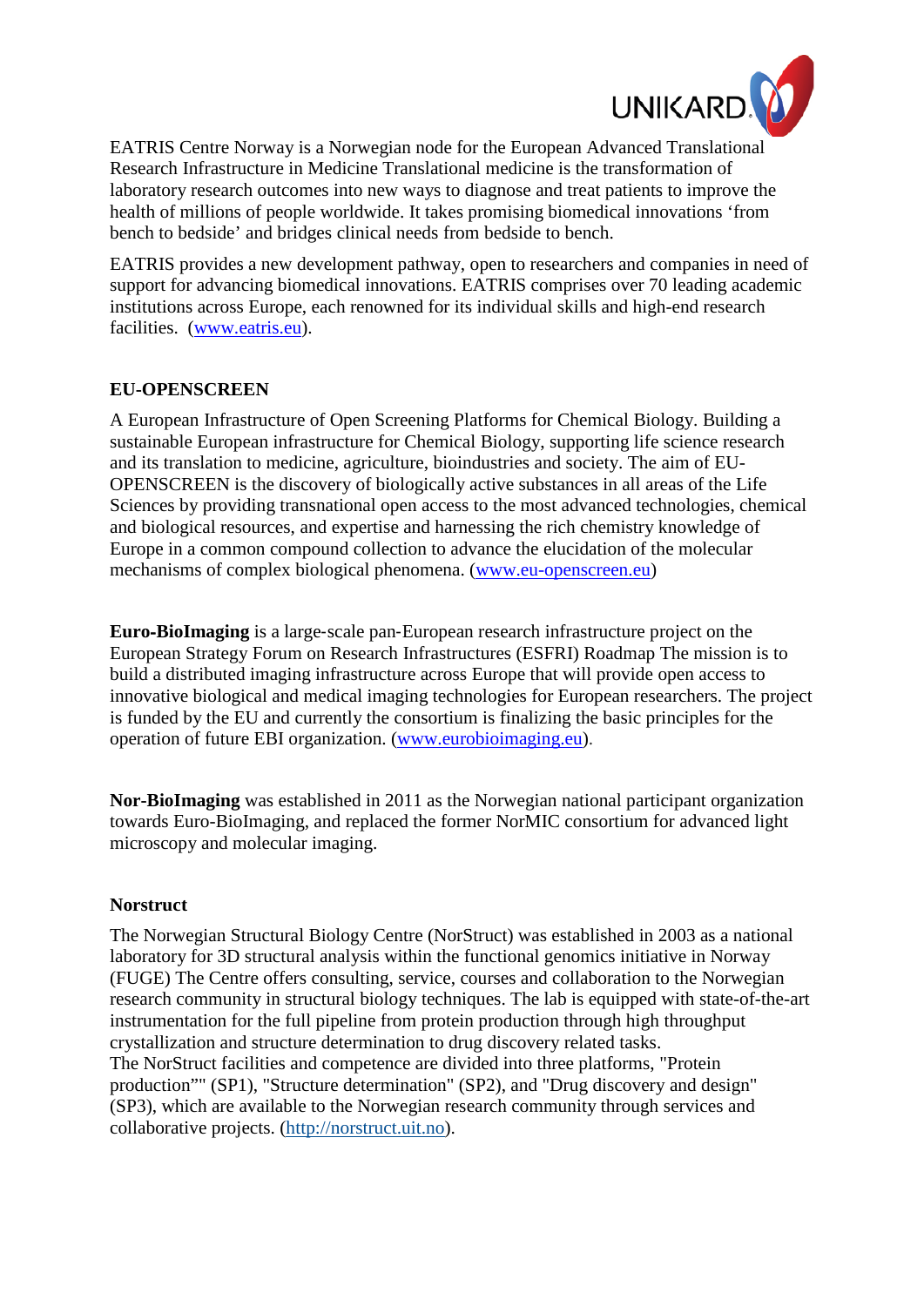EATRIS Centre Norway is a Norwegian node for the European Advanced Translational Research Infrastructure in Medicine Translational medicine is the transformation of laboratory research outcomes into new ways to diagnose and treat patients to improve the health of millions of people worldwide. It takes promising biomedical innovations 'from bench to bedside' and bridges clinical needs from bedside to bench.

EATRIS provides a new development pathway, open to researchers and companies in need of support for advancing biomedical innovations. EATRIS comprises over 70 leading academic institutions across Europe, each renowned for its individual skills and high-end research facilities. (www.eatris.eu).

**EU-OPENSCREEN**

A European Infrastructure of Open Screening Platforms for Chemical Biology. Building a sustainable European infrastructure for Chemical Biology, supporting life science research and its translation to medicine, agriculture, bioindustries and society. The aim of EU-OPENSCREEN is the discovery of biologically active substances in all areas of the Life Sciences by providing transnational open access to the most advanced technologies, chemical and biological resources, and expertise and harnessing the rich chemistry knowledge of Europe in a common compound collection to advance the elucidation of the molecular mechanisms of complex biological phenomena. (www.eu-openscreen.eu)

**Euro-BioImaging** is a large-scale pan-European research infrastructure project on the European Strategy Forum on Research Infrastructures (ESFRI) Roadmap The mission is to build a distributed imaging infrastructure across Europe that will provide open access to innovative biological and medical imaging technologies for European researchers. The project is funded by the EU and currently the consortium is finalizing the basic principles for the operation of future EBI organization. (www.eurobioimaging.eu).

**Nor-BioImaging** was established in 2011 as the Norwegian national participant organization towards Euro-BioImaging, and replaced the former NorMIC consortium for advanced light microscopy and molecular imaging.

**Norstruct**

The Norwegian Structural Biology Centre (NorStruct) was established in 2003 as a national laboratory for 3D structural analysis within the functional genomics initiative in Norway (FUGE) The Centre offers consulting, service, courses and collaboration to the Norwegian research community in structural biology techniques. The lab is equipped with state-of-the-art instrumentation for the full pipeline from protein production through high throughput crystallization and structure determination to drug discovery related tasks.
The NorStruct facilities and competence are divided into three platforms, "Protein production"" (SP1), "Structure determination" (SP2), and "Drug discovery and design" (SP3), which are available to the Norwegian research community through services and collaborative projects. (http://norstruct.uit.no).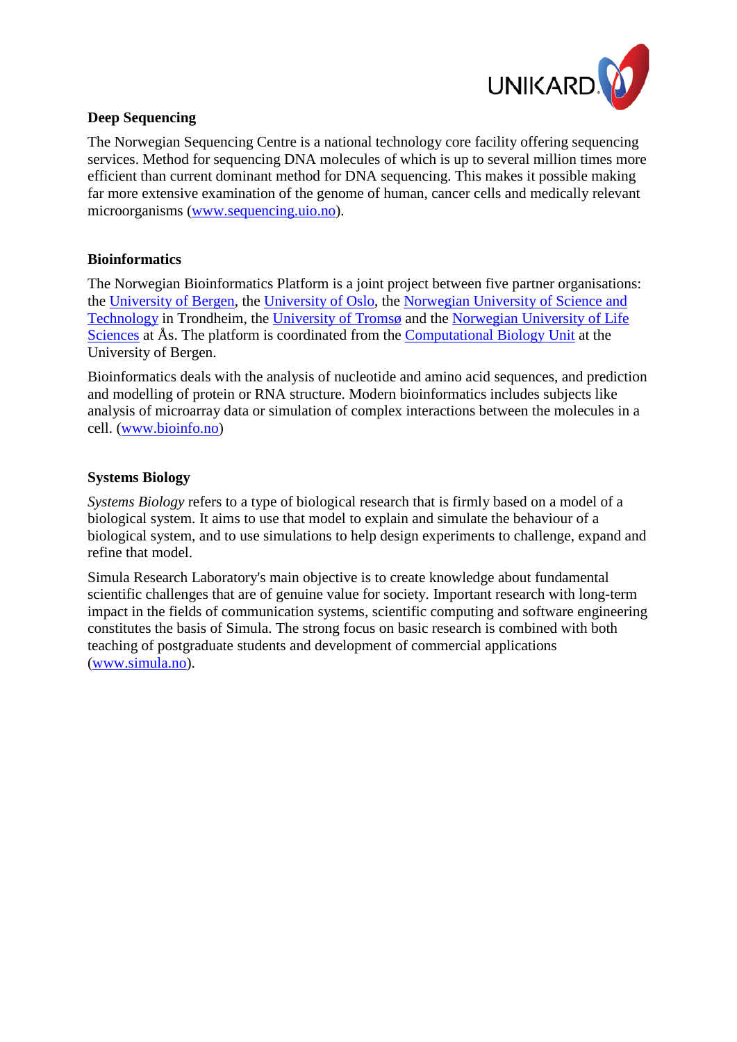## Deep Sequencing

The Norwegian Sequencing Centre is a national technology core facility offering sequencing services. Method for sequencing DNA molecules of which is up to several million times more efficient than current dominant method for DNA sequencing. This makes it possible making far more extensive examination of the genome of human, cancer cells and medically relevant microorganisms (www.sequencing.uio.no).

## Bioinformatics

The Norwegian Bioinformatics Platform is a joint project between five partner organisations: the University of Bergen, the University of Oslo, the Norwegian University of Science and Technology in Trondheim, the University of Tromsø and the Norwegian University of Life Sciences at Ås. The platform is coordinated from the Computational Biology Unit at the University of Bergen.

Bioinformatics deals with the analysis of nucleotide and amino acid sequences, and prediction and modelling of protein or RNA structure. Modern bioinformatics includes subjects like analysis of microarray data or simulation of complex interactions between the molecules in a cell. (www.bioinfo.no)

## Systems Biology

*Systems Biology* refers to a type of biological research that is firmly based on a model of a biological system. It aims to use that model to explain and simulate the behaviour of a biological system, and to use simulations to help design experiments to challenge, expand and refine that model.

Simula Research Laboratory's main objective is to create knowledge about fundamental scientific challenges that are of genuine value for society. Important research with long-term impact in the fields of communication systems, scientific computing and software engineering constitutes the basis of Simula. The strong focus on basic research is combined with both teaching of postgraduate students and development of commercial applications (www.simula.no).